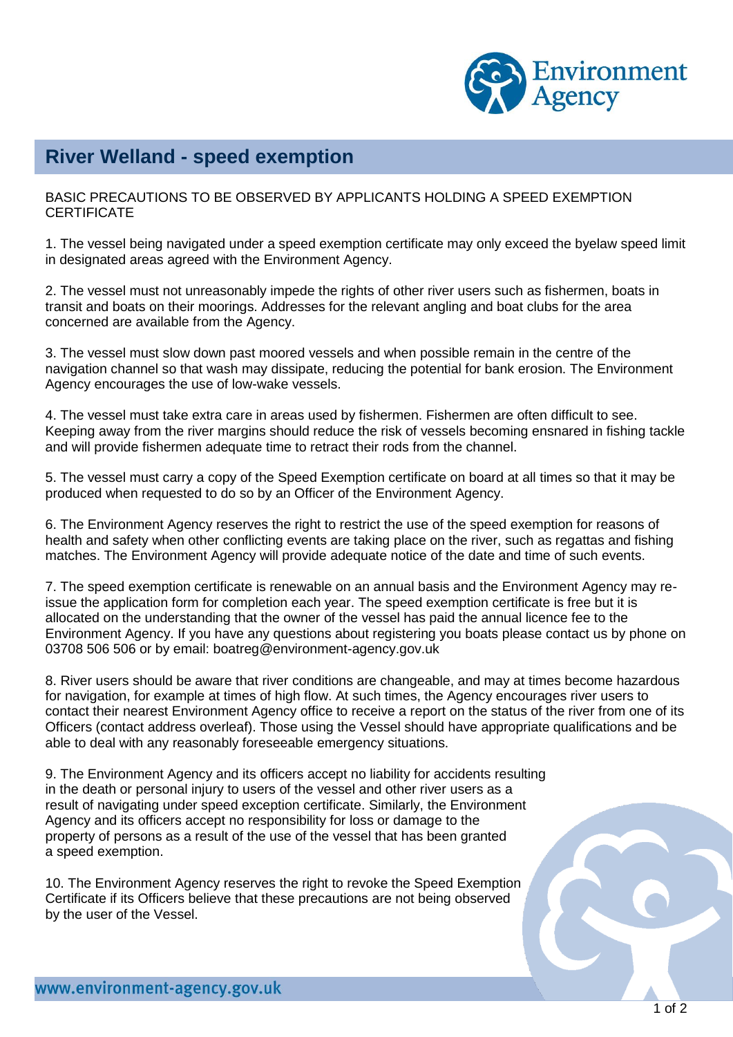# River Welland - speed exemption

BASIC PRECAUTIONS TO BE OBSERVED BY APPLICANTS HOLDING A SPEED EXEMPTION CERTIFICATE

1. The vessel being navigated under a speed exemption certificate may only exceed the byelaw speed limit in designated areas agreed with the Environment Agency.

2. The vessel must not unreasonably impede the rights of other river users such as fishermen, boats in transit and boats on their moorings. Addresses for the relevant angling and boat clubs for the area concerned are available from the Agency.

3. The vessel must slow down past moored vessels and when possible remain in the centre of the navigation channel so that wash may dissipate, reducing the potential for bank erosion. The Environment Agency encourages the use of low-wake vessels.

4. The vessel must take extra care in areas used by fishermen. Fishermen are often difficult to see. Keeping away from the river margins should reduce the risk of vessels becoming ensnared in fishing tackle and will provide fishermen adequate time to retract their rods from the channel.

5. The vessel must carry a copy of the Speed Exemption certificate on board at all times so that it may be produced when requested to do so by an Officer of the Environment Agency.

6. The Environment Agency reserves the right to restrict the use of the speed exemption for reasons of health and safety when other conflicting events are taking place on the river, such as regattas and fishing matches. The Environment Agency will provide adequate notice of the date and time of such events.

7. The speed exemption certificate is renewable on an annual basis and the Environment Agency may re-issue the application form for completion each year. The speed exemption certificate is free but it is allocated on the understanding that the owner of the vessel has paid the annual licence fee to the Environment Agency. If you have any questions about registering you boats please contact us by phone on 03708 506 506 or by email: boatreg@environment-agency.gov.uk

8. River users should be aware that river conditions are changeable, and may at times become hazardous for navigation, for example at times of high flow. At such times, the Agency encourages river users to contact their nearest Environment Agency office to receive a report on the status of the river from one of its Officers (contact address overleaf). Those using the Vessel should have appropriate qualifications and be able to deal with any reasonably foreseeable emergency situations.

9. The Environment Agency and its officers accept no liability for accidents resulting in the death or personal injury to users of the vessel and other river users as a result of navigating under speed exception certificate. Similarly, the Environment Agency and its officers accept no responsibility for loss or damage to the property of persons as a result of the use of the vessel that has been granted a speed exemption.

10. The Environment Agency reserves the right to revoke the Speed Exemption Certificate if its Officers believe that these precautions are not being observed by the user of the Vessel.

www.environment-agency.gov.uk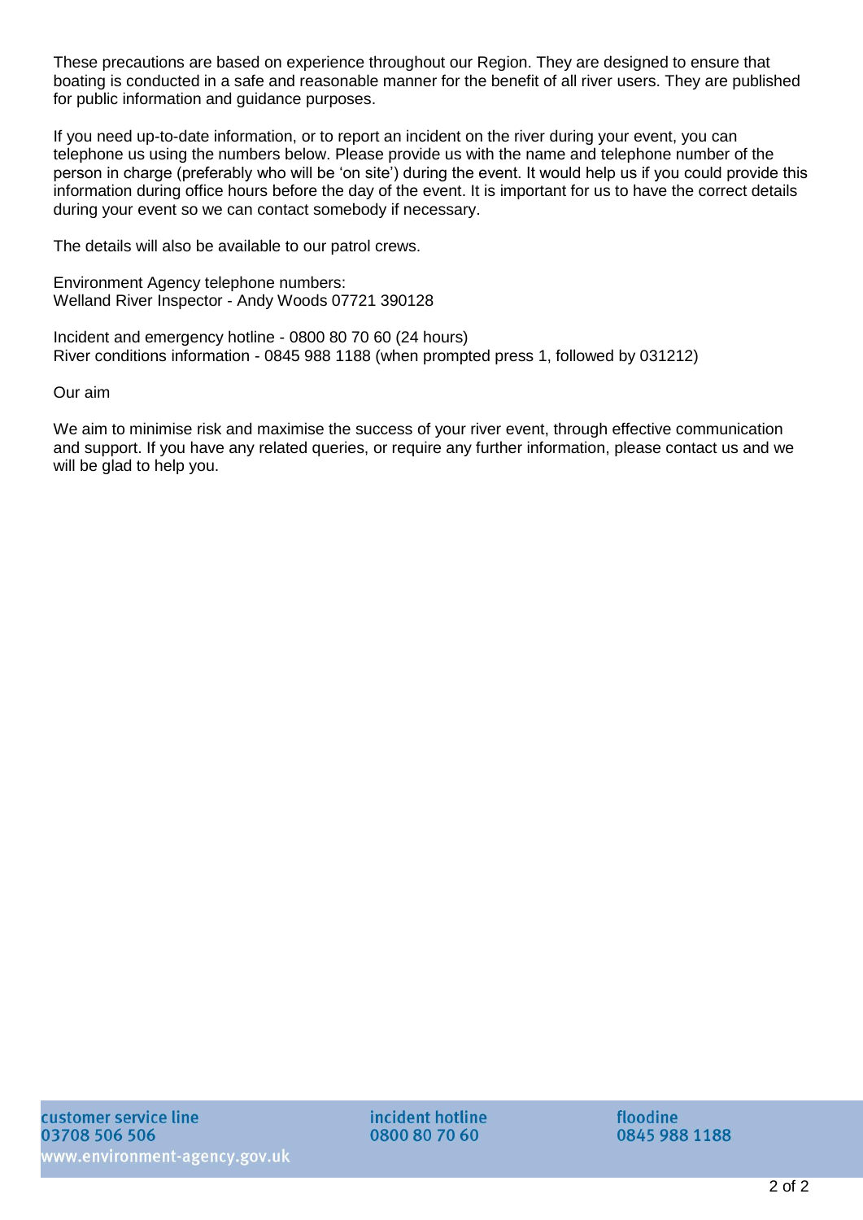These precautions are based on experience throughout our Region. They are designed to ensure that boating is conducted in a safe and reasonable manner for the benefit of all river users. They are published for public information and guidance purposes.

If you need up-to-date information, or to report an incident on the river during your event, you can telephone us using the numbers below. Please provide us with the name and telephone number of the person in charge (preferably who will be 'on site') during the event. It would help us if you could provide this information during office hours before the day of the event. It is important for us to have the correct details during your event so we can contact somebody if necessary.

The details will also be available to our patrol crews.

Environment Agency telephone numbers:
Welland River Inspector - Andy Woods 07721 390128

Incident and emergency hotline - 0800 80 70 60 (24 hours)
River conditions information - 0845 988 1188 (when prompted press 1, followed by 031212)

Our aim

We aim to minimise risk and maximise the success of your river event, through effective communication and support. If you have any related queries, or require any further information, please contact us and we will be glad to help you.

customer service line
03708 506 506
www.environment-agency.gov.uk

incident hotline
0800 80 70 60

floodine
0845 988 1188